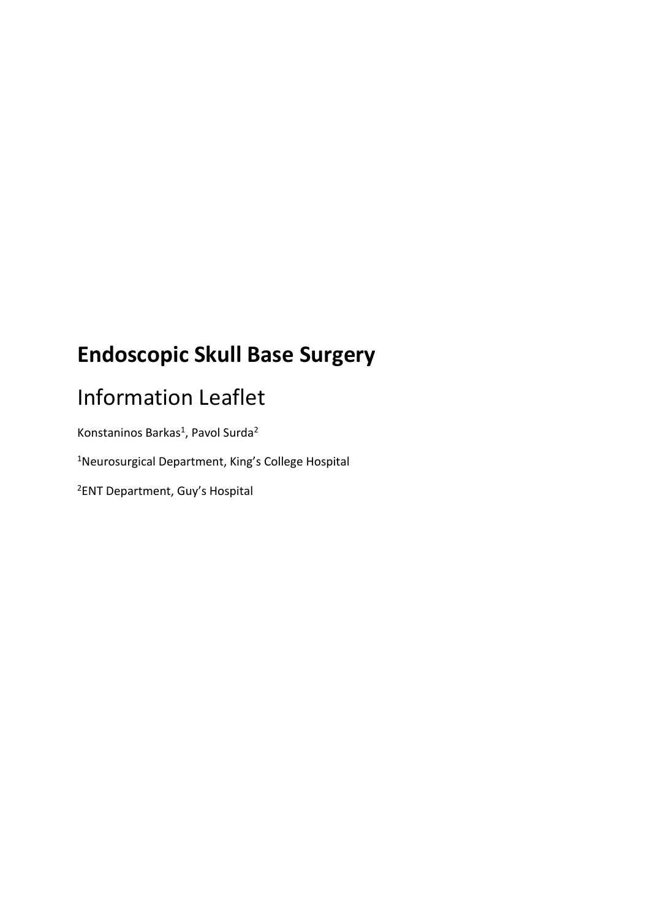# Endoscopic Skull Base Surgery

## Information Leaflet

Konstaninos Barkas[1], Pavol Surda[2]

[1]Neurosurgical Department, King's College Hospital

[2]ENT Department, Guy's Hospital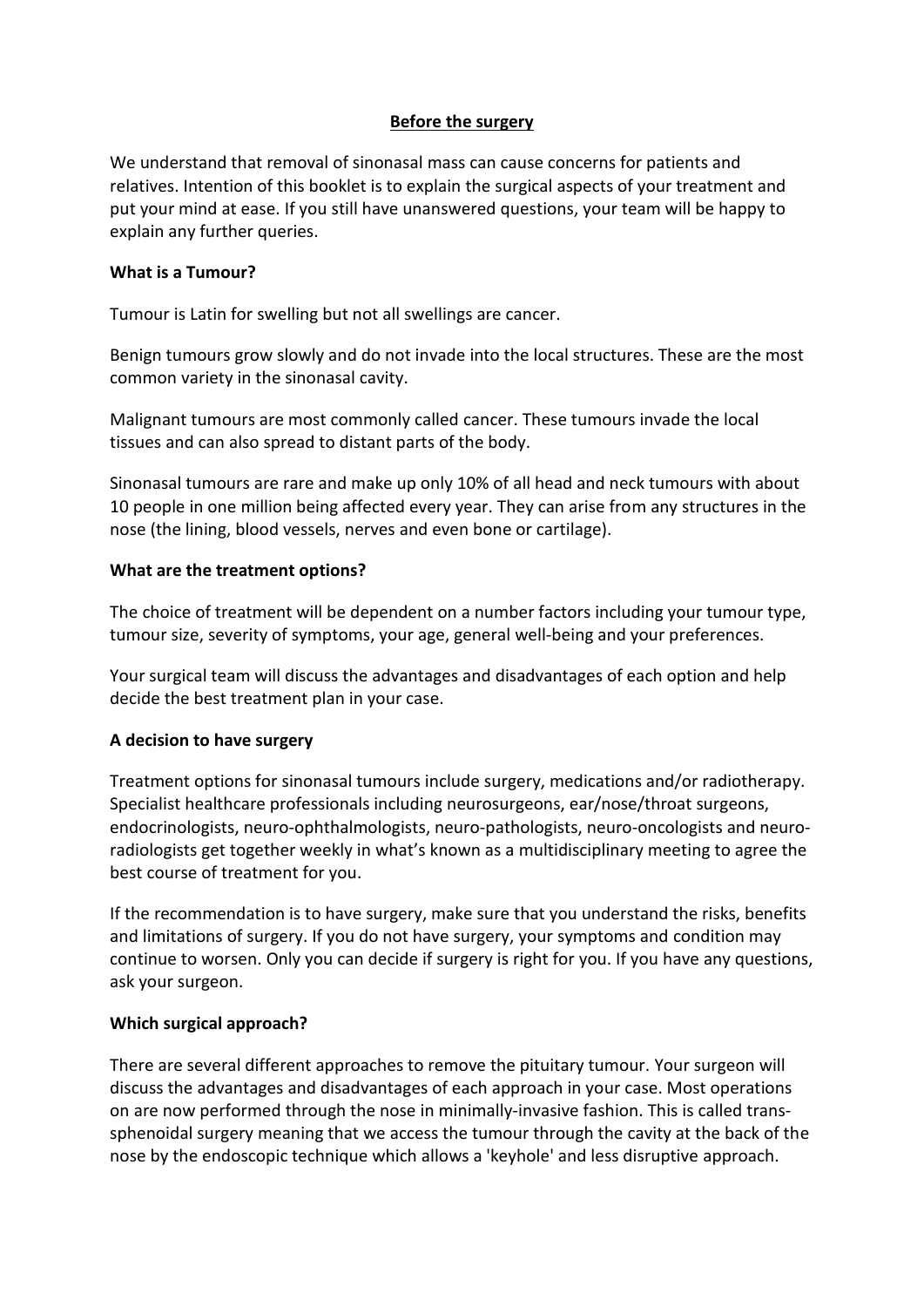## Before the surgery

We understand that removal of sinonasal mass can cause concerns for patients and relatives. Intention of this booklet is to explain the surgical aspects of your treatment and put your mind at ease. If you still have unanswered questions, your team will be happy to explain any further queries.

### What is a Tumour?

Tumour is Latin for swelling but not all swellings are cancer.

Benign tumours grow slowly and do not invade into the local structures. These are the most common variety in the sinonasal cavity.

Malignant tumours are most commonly called cancer. These tumours invade the local tissues and can also spread to distant parts of the body.

Sinonasal tumours are rare and make up only 10% of all head and neck tumours with about 10 people in one million being affected every year. They can arise from any structures in the nose (the lining, blood vessels, nerves and even bone or cartilage).

### What are the treatment options?

The choice of treatment will be dependent on a number factors including your tumour type, tumour size, severity of symptoms, your age, general well-being and your preferences.

Your surgical team will discuss the advantages and disadvantages of each option and help decide the best treatment plan in your case.

### A decision to have surgery

Treatment options for sinonasal tumours include surgery, medications and/or radiotherapy. Specialist healthcare professionals including neurosurgeons, ear/nose/throat surgeons, endocrinologists, neuro-ophthalmologists, neuro-pathologists, neuro-oncologists and neuro-radiologists get together weekly in what's known as a multidisciplinary meeting to agree the best course of treatment for you.

If the recommendation is to have surgery, make sure that you understand the risks, benefits and limitations of surgery. If you do not have surgery, your symptoms and condition may continue to worsen. Only you can decide if surgery is right for you. If you have any questions, ask your surgeon.

### Which surgical approach?

There are several different approaches to remove the pituitary tumour. Your surgeon will discuss the advantages and disadvantages of each approach in your case. Most operations on are now performed through the nose in minimally-invasive fashion. This is called trans-sphenoidal surgery meaning that we access the tumour through the cavity at the back of the nose by the endoscopic technique which allows a 'keyhole' and less disruptive approach.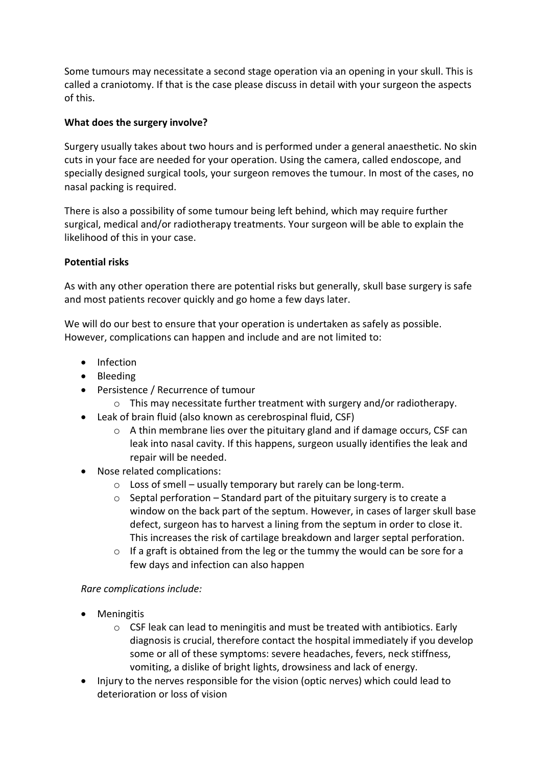Some tumours may necessitate a second stage operation via an opening in your skull. This is called a craniotomy. If that is the case please discuss in detail with your surgeon the aspects of this.

**What does the surgery involve?**

Surgery usually takes about two hours and is performed under a general anaesthetic. No skin cuts in your face are needed for your operation. Using the camera, called endoscope, and specially designed surgical tools, your surgeon removes the tumour. In most of the cases, no nasal packing is required.

There is also a possibility of some tumour being left behind, which may require further surgical, medical and/or radiotherapy treatments. Your surgeon will be able to explain the likelihood of this in your case.

**Potential risks**

As with any other operation there are potential risks but generally, skull base surgery is safe and most patients recover quickly and go home a few days later.

We will do our best to ensure that your operation is undertaken as safely as possible. However, complications can happen and include and are not limited to:

- Infection
- Bleeding
- Persistence / Recurrence of tumour
  - This may necessitate further treatment with surgery and/or radiotherapy.
- Leak of brain fluid (also known as cerebrospinal fluid, CSF)
  - A thin membrane lies over the pituitary gland and if damage occurs, CSF can leak into nasal cavity. If this happens, surgeon usually identifies the leak and repair will be needed.
- Nose related complications:
  - Loss of smell – usually temporary but rarely can be long-term.
  - Septal perforation – Standard part of the pituitary surgery is to create a window on the back part of the septum. However, in cases of larger skull base defect, surgeon has to harvest a lining from the septum in order to close it. This increases the risk of cartilage breakdown and larger septal perforation.
  - If a graft is obtained from the leg or the tummy the would can be sore for a few days and infection can also happen

*Rare complications include:*

- Meningitis
  - CSF leak can lead to meningitis and must be treated with antibiotics. Early diagnosis is crucial, therefore contact the hospital immediately if you develop some or all of these symptoms: severe headaches, fevers, neck stiffness, vomiting, a dislike of bright lights, drowsiness and lack of energy.
- Injury to the nerves responsible for the vision (optic nerves) which could lead to deterioration or loss of vision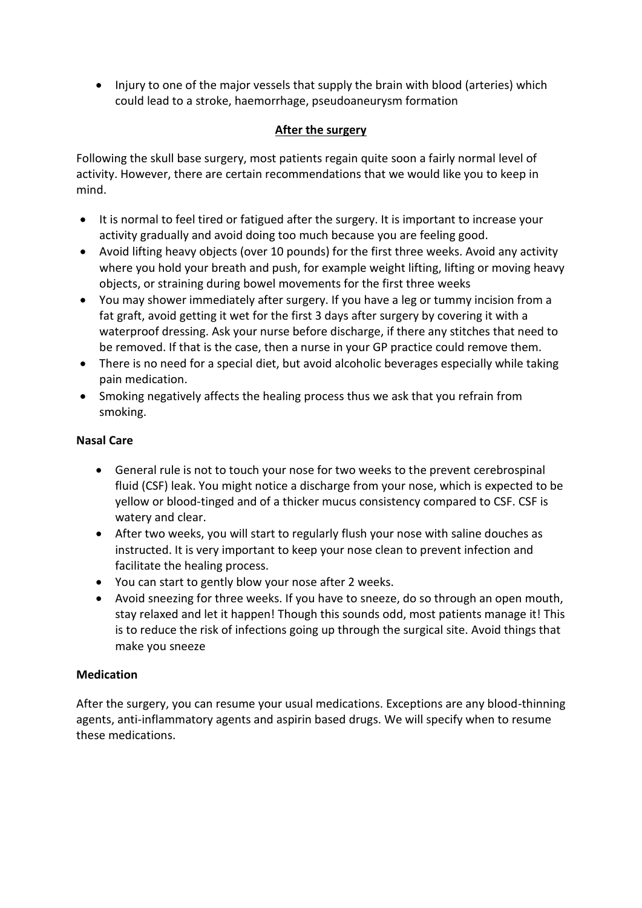- Injury to one of the major vessels that supply the brain with blood (arteries) which could lead to a stroke, haemorrhage, pseudoaneurysm formation

## After the surgery

Following the skull base surgery, most patients regain quite soon a fairly normal level of activity. However, there are certain recommendations that we would like you to keep in mind.

- It is normal to feel tired or fatigued after the surgery. It is important to increase your activity gradually and avoid doing too much because you are feeling good.
- Avoid lifting heavy objects (over 10 pounds) for the first three weeks. Avoid any activity where you hold your breath and push, for example weight lifting, lifting or moving heavy objects, or straining during bowel movements for the first three weeks
- You may shower immediately after surgery. If you have a leg or tummy incision from a fat graft, avoid getting it wet for the first 3 days after surgery by covering it with a waterproof dressing. Ask your nurse before discharge, if there any stitches that need to be removed. If that is the case, then a nurse in your GP practice could remove them.
- There is no need for a special diet, but avoid alcoholic beverages especially while taking pain medication.
- Smoking negatively affects the healing process thus we ask that you refrain from smoking.

### Nasal Care

- General rule is not to touch your nose for two weeks to the prevent cerebrospinal fluid (CSF) leak. You might notice a discharge from your nose, which is expected to be yellow or blood-tinged and of a thicker mucus consistency compared to CSF. CSF is watery and clear.
- After two weeks, you will start to regularly flush your nose with saline douches as instructed. It is very important to keep your nose clean to prevent infection and facilitate the healing process.
- You can start to gently blow your nose after 2 weeks.
- Avoid sneezing for three weeks. If you have to sneeze, do so through an open mouth, stay relaxed and let it happen! Though this sounds odd, most patients manage it! This is to reduce the risk of infections going up through the surgical site. Avoid things that make you sneeze

### Medication

After the surgery, you can resume your usual medications. Exceptions are any blood-thinning agents, anti-inflammatory agents and aspirin based drugs. We will specify when to resume these medications.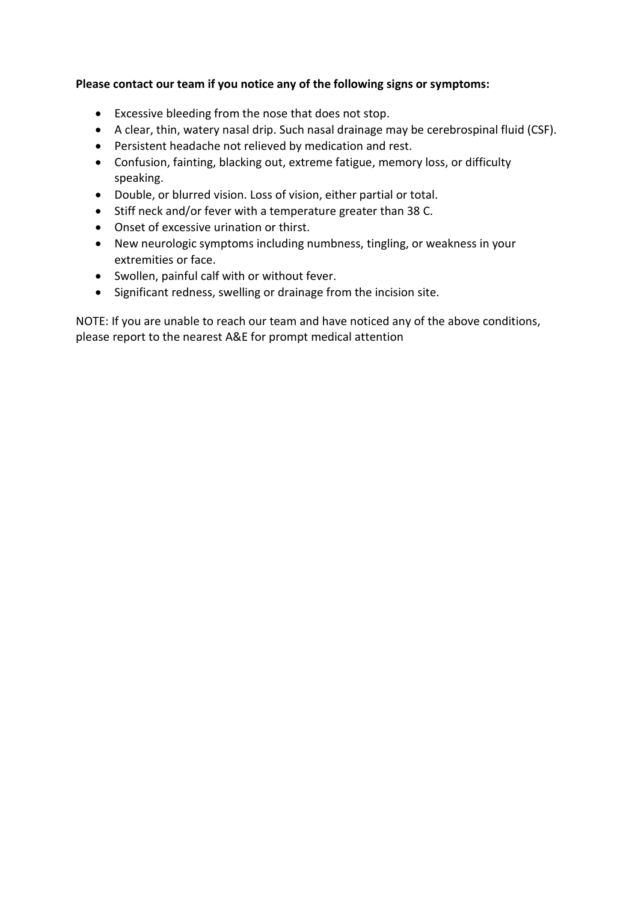**Please contact our team if you notice any of the following signs or symptoms:**

- Excessive bleeding from the nose that does not stop.
- A clear, thin, watery nasal drip. Such nasal drainage may be cerebrospinal fluid (CSF).
- Persistent headache not relieved by medication and rest.
- Confusion, fainting, blacking out, extreme fatigue, memory loss, or difficulty speaking.
- Double, or blurred vision. Loss of vision, either partial or total.
- Stiff neck and/or fever with a temperature greater than 38 C.
- Onset of excessive urination or thirst.
- New neurologic symptoms including numbness, tingling, or weakness in your extremities or face.
- Swollen, painful calf with or without fever.
- Significant redness, swelling or drainage from the incision site.

NOTE: If you are unable to reach our team and have noticed any of the above conditions, please report to the nearest A&E for prompt medical attention